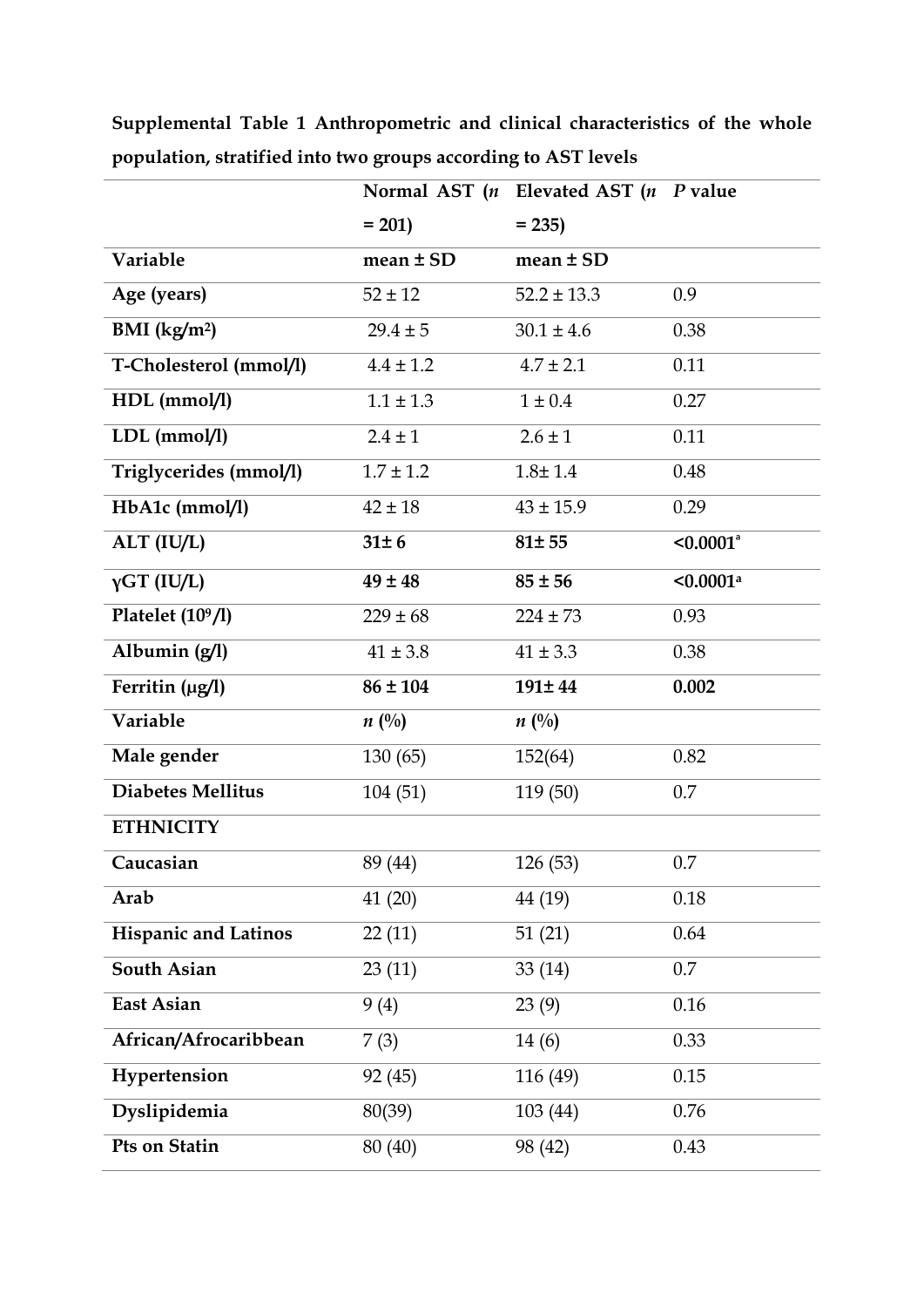**Supplemental Table 1 Anthropometric and clinical characteristics of the whole population, stratified into two groups according to AST levels**

| | Normal AST (*n* = 201) | Elevated AST (*n* = 235) | *P* value |
|---|---|---|---|
| **Variable** | **mean ± SD** | **mean ± SD** | |
| **Age (years)** | 52 ± 12 | 52.2 ± 13.3 | 0.9 |
| **BMI (kg/m²)** | 29.4 ± 5 | 30.1 ± 4.6 | 0.38 |
| **T-Cholesterol (mmol/l)** | 4.4 ± 1.2 | 4.7 ± 2.1 | 0.11 |
| **HDL (mmol/l)** | 1.1 ± 1.3 | 1 ± 0.4 | 0.27 |
| **LDL (mmol/l)** | 2.4 ± 1 | 2.6 ± 1 | 0.11 |
| **Triglycerides (mmol/l)** | 1.7 ± 1.2 | 1.8± 1.4 | 0.48 |
| **HbA1c (mmol/l)** | 42 ± 18 | 43 ± 15.9 | 0.29 |
| **ALT (IU/L)** | **31± 6** | **81± 55** | **<0.0001[a]** |
| **γGT (IU/L)** | **49 ± 48** | **85 ± 56** | **<0.0001[a]** |
| **Platelet ($10^9$/l)** | 229 ± 68 | 224 ± 73 | 0.93 |
| **Albumin (g/l)** | 41 ± 3.8 | 41 ± 3.3 | 0.38 |
| **Ferritin (μg/l)** | **86 ± 104** | **191± 44** | **0.002** |
| **Variable** | ***n* (%)** | ***n* (%)** | |
| **Male gender** | 130 (65) | 152(64) | 0.82 |
| **Diabetes Mellitus** | 104 (51) | 119 (50) | 0.7 |
| **ETHNICITY** | | | |
| **Caucasian** | 89 (44) | 126 (53) | 0.7 |
| **Arab** | 41 (20) | 44 (19) | 0.18 |
| **Hispanic and Latinos** | 22 (11) | 51 (21) | 0.64 |
| **South Asian** | 23 (11) | 33 (14) | 0.7 |
| **East Asian** | 9 (4) | 23 (9) | 0.16 |
| **African/Afrocaribbean** | 7 (3) | 14 (6) | 0.33 |
| **Hypertension** | 92 (45) | 116 (49) | 0.15 |
| **Dyslipidemia** | 80(39) | 103 (44) | 0.76 |
| **Pts on Statin** | 80 (40) | 98 (42) | 0.43 |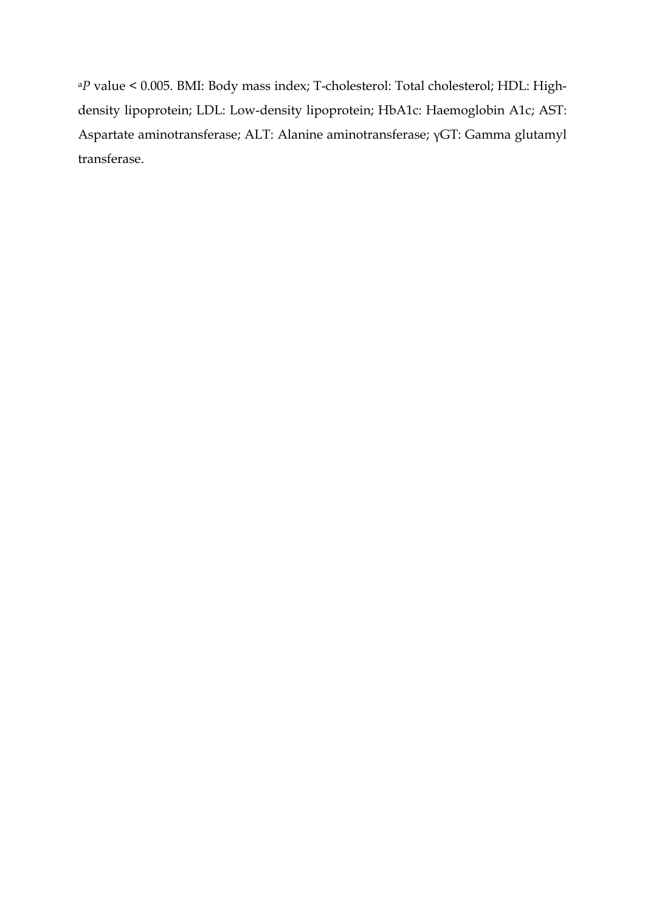[a]*P* value < 0.005. BMI: Body mass index; T-cholesterol: Total cholesterol; HDL: High-density lipoprotein; LDL: Low-density lipoprotein; HbA1c: Haemoglobin A1c; AST: Aspartate aminotransferase; ALT: Alanine aminotransferase; γGT: Gamma glutamyl transferase.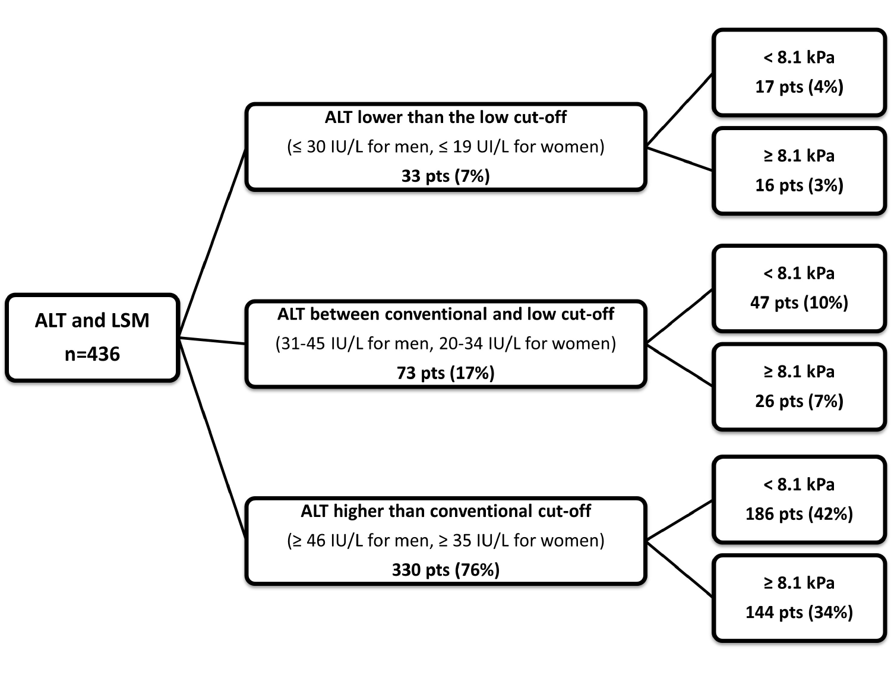ALT and LSM
n=436

ALT lower than the low cut-off
(≤ 30 IU/L for men, ≤ 19 UI/L for women)
**33 pts (7%)**

< 8.1 kPa
**17 pts (4%)**

≥ 8.1 kPa
**16 pts (3%)**

ALT between conventional and low cut-off
(31-45 IU/L for men, 20-34 IU/L for women)
**73 pts (17%)**

< 8.1 kPa
**47 pts (10%)**

≥ 8.1 kPa
**26 pts (7%)**

ALT higher than conventional cut-off
(≥ 46 IU/L for men, ≥ 35 IU/L for women)
**330 pts (76%)**

< 8.1 kPa
**186 pts (42%)**

≥ 8.1 kPa
**144 pts (34%)**